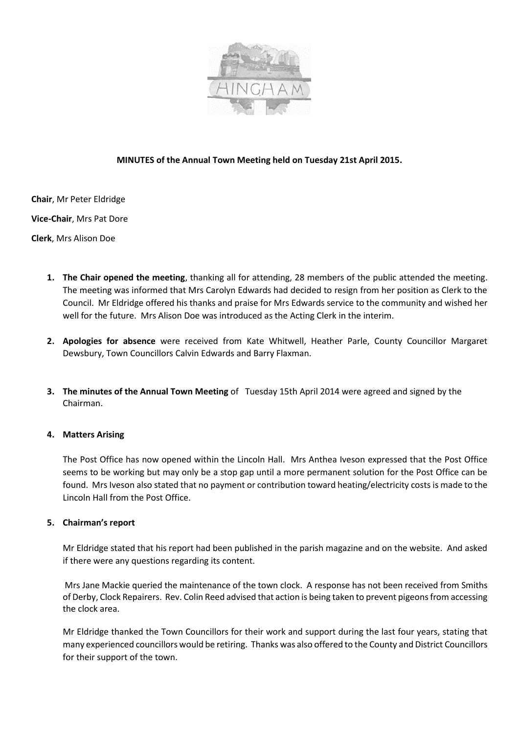**MINUTES of the Annual Town Meeting held on Tuesday 21st April 2015.**

**Chair**, Mr Peter Eldridge

**Vice-Chair**, Mrs Pat Dore

**Clerk**, Mrs Alison Doe

1. **The Chair opened the meeting**, thanking all for attending, 28 members of the public attended the meeting. The meeting was informed that Mrs Carolyn Edwards had decided to resign from her position as Clerk to the Council. Mr Eldridge offered his thanks and praise for Mrs Edwards service to the community and wished her well for the future. Mrs Alison Doe was introduced as the Acting Clerk in the interim.

2. **Apologies for absence** were received from Kate Whitwell, Heather Parle, County Councillor Margaret Dewsbury, Town Councillors Calvin Edwards and Barry Flaxman.

3. **The minutes of the Annual Town Meeting** of Tuesday 15th April 2014 were agreed and signed by the Chairman.

4. **Matters Arising**

   The Post Office has now opened within the Lincoln Hall. Mrs Anthea Iveson expressed that the Post Office seems to be working but may only be a stop gap until a more permanent solution for the Post Office can be found. Mrs Iveson also stated that no payment or contribution toward heating/electricity costs is made to the Lincoln Hall from the Post Office.

5. **Chairman's report**

   Mr Eldridge stated that his report had been published in the parish magazine and on the website. And asked if there were any questions regarding its content.

   Mrs Jane Mackie queried the maintenance of the town clock. A response has not been received from Smiths of Derby, Clock Repairers. Rev. Colin Reed advised that action is being taken to prevent pigeons from accessing the clock area.

   Mr Eldridge thanked the Town Councillors for their work and support during the last four years, stating that many experienced councillors would be retiring. Thanks was also offered to the County and District Councillors for their support of the town.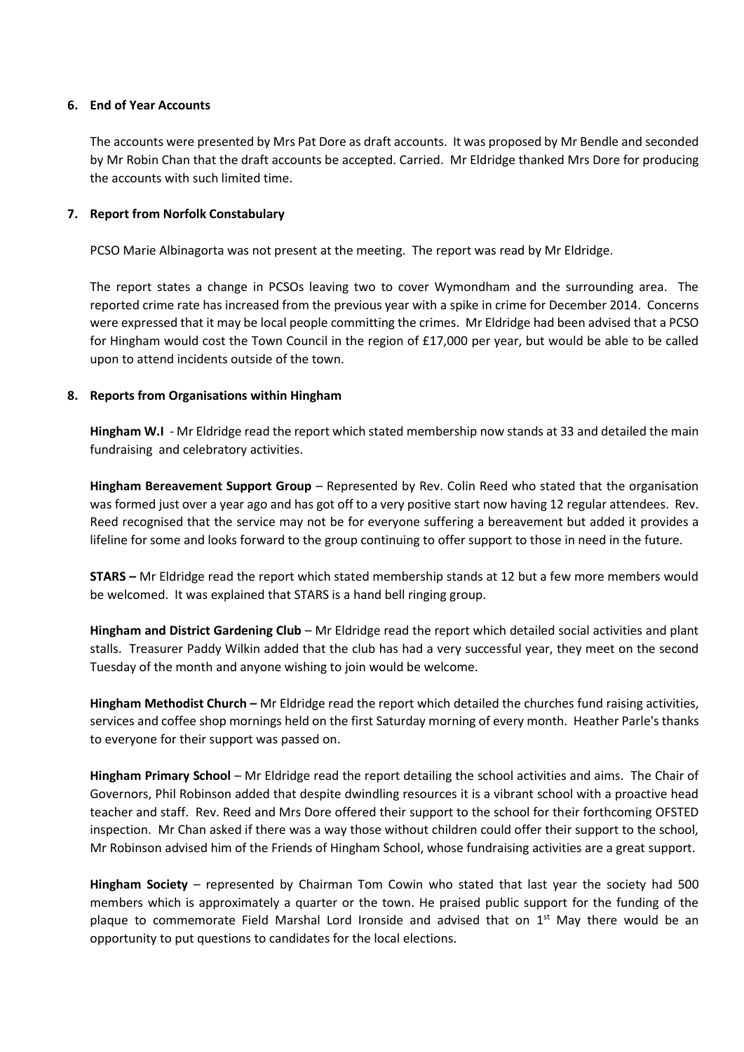## 6. End of Year Accounts

The accounts were presented by Mrs Pat Dore as draft accounts. It was proposed by Mr Bendle and seconded by Mr Robin Chan that the draft accounts be accepted. Carried. Mr Eldridge thanked Mrs Dore for producing the accounts with such limited time.

## 7. Report from Norfolk Constabulary

PCSO Marie Albinagorta was not present at the meeting. The report was read by Mr Eldridge.

The report states a change in PCSOs leaving two to cover Wymondham and the surrounding area. The reported crime rate has increased from the previous year with a spike in crime for December 2014. Concerns were expressed that it may be local people committing the crimes. Mr Eldridge had been advised that a PCSO for Hingham would cost the Town Council in the region of £17,000 per year, but would be able to be called upon to attend incidents outside of the town.

## 8. Reports from Organisations within Hingham

**Hingham W.I** - Mr Eldridge read the report which stated membership now stands at 33 and detailed the main fundraising and celebratory activities.

**Hingham Bereavement Support Group** – Represented by Rev. Colin Reed who stated that the organisation was formed just over a year ago and has got off to a very positive start now having 12 regular attendees. Rev. Reed recognised that the service may not be for everyone suffering a bereavement but added it provides a lifeline for some and looks forward to the group continuing to offer support to those in need in the future.

**STARS –** Mr Eldridge read the report which stated membership stands at 12 but a few more members would be welcomed. It was explained that STARS is a hand bell ringing group.

**Hingham and District Gardening Club** – Mr Eldridge read the report which detailed social activities and plant stalls. Treasurer Paddy Wilkin added that the club has had a very successful year, they meet on the second Tuesday of the month and anyone wishing to join would be welcome.

**Hingham Methodist Church –** Mr Eldridge read the report which detailed the churches fund raising activities, services and coffee shop mornings held on the first Saturday morning of every month. Heather Parle's thanks to everyone for their support was passed on.

**Hingham Primary School** – Mr Eldridge read the report detailing the school activities and aims. The Chair of Governors, Phil Robinson added that despite dwindling resources it is a vibrant school with a proactive head teacher and staff. Rev. Reed and Mrs Dore offered their support to the school for their forthcoming OFSTED inspection. Mr Chan asked if there was a way those without children could offer their support to the school, Mr Robinson advised him of the Friends of Hingham School, whose fundraising activities are a great support.

**Hingham Society** – represented by Chairman Tom Cowin who stated that last year the society had 500 members which is approximately a quarter or the town. He praised public support for the funding of the plaque to commemorate Field Marshal Lord Ironside and advised that on 1st May there would be an opportunity to put questions to candidates for the local elections.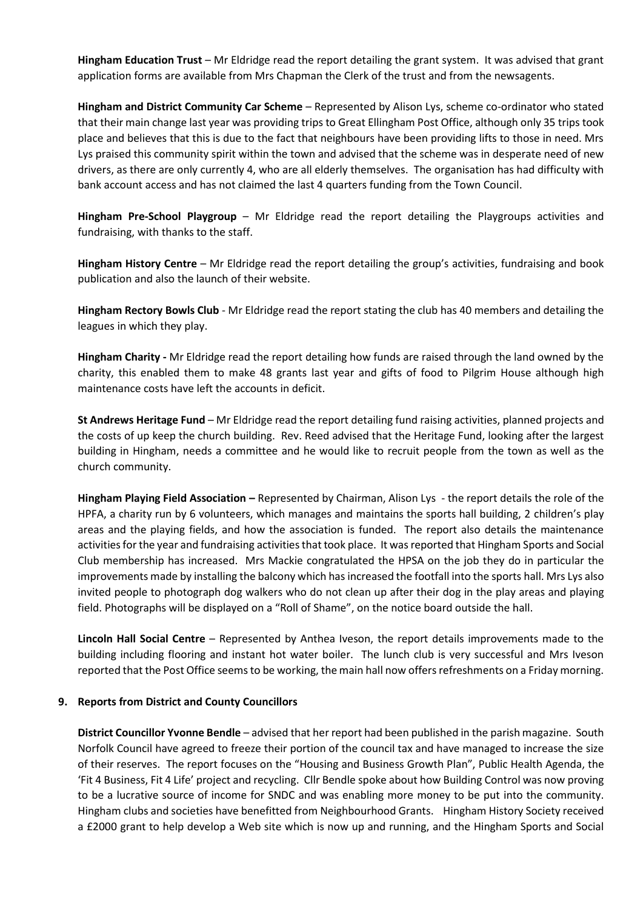**Hingham Education Trust** – Mr Eldridge read the report detailing the grant system. It was advised that grant application forms are available from Mrs Chapman the Clerk of the trust and from the newsagents.

**Hingham and District Community Car Scheme** – Represented by Alison Lys, scheme co-ordinator who stated that their main change last year was providing trips to Great Ellingham Post Office, although only 35 trips took place and believes that this is due to the fact that neighbours have been providing lifts to those in need. Mrs Lys praised this community spirit within the town and advised that the scheme was in desperate need of new drivers, as there are only currently 4, who are all elderly themselves. The organisation has had difficulty with bank account access and has not claimed the last 4 quarters funding from the Town Council.

**Hingham Pre-School Playgroup** – Mr Eldridge read the report detailing the Playgroups activities and fundraising, with thanks to the staff.

**Hingham History Centre** – Mr Eldridge read the report detailing the group's activities, fundraising and book publication and also the launch of their website.

**Hingham Rectory Bowls Club** - Mr Eldridge read the report stating the club has 40 members and detailing the leagues in which they play.

**Hingham Charity -** Mr Eldridge read the report detailing how funds are raised through the land owned by the charity, this enabled them to make 48 grants last year and gifts of food to Pilgrim House although high maintenance costs have left the accounts in deficit.

**St Andrews Heritage Fund** – Mr Eldridge read the report detailing fund raising activities, planned projects and the costs of up keep the church building. Rev. Reed advised that the Heritage Fund, looking after the largest building in Hingham, needs a committee and he would like to recruit people from the town as well as the church community.

**Hingham Playing Field Association –** Represented by Chairman, Alison Lys - the report details the role of the HPFA, a charity run by 6 volunteers, which manages and maintains the sports hall building, 2 children's play areas and the playing fields, and how the association is funded. The report also details the maintenance activities for the year and fundraising activities that took place. It was reported that Hingham Sports and Social Club membership has increased. Mrs Mackie congratulated the HPSA on the job they do in particular the improvements made by installing the balcony which has increased the footfall into the sports hall. Mrs Lys also invited people to photograph dog walkers who do not clean up after their dog in the play areas and playing field. Photographs will be displayed on a "Roll of Shame", on the notice board outside the hall.

**Lincoln Hall Social Centre** – Represented by Anthea Iveson, the report details improvements made to the building including flooring and instant hot water boiler. The lunch club is very successful and Mrs Iveson reported that the Post Office seems to be working, the main hall now offers refreshments on a Friday morning.

## 9. Reports from District and County Councillors

**District Councillor Yvonne Bendle** – advised that her report had been published in the parish magazine. South Norfolk Council have agreed to freeze their portion of the council tax and have managed to increase the size of their reserves. The report focuses on the "Housing and Business Growth Plan", Public Health Agenda, the 'Fit 4 Business, Fit 4 Life' project and recycling. Cllr Bendle spoke about how Building Control was now proving to be a lucrative source of income for SNDC and was enabling more money to be put into the community. Hingham clubs and societies have benefitted from Neighbourhood Grants. Hingham History Society received a £2000 grant to help develop a Web site which is now up and running, and the Hingham Sports and Social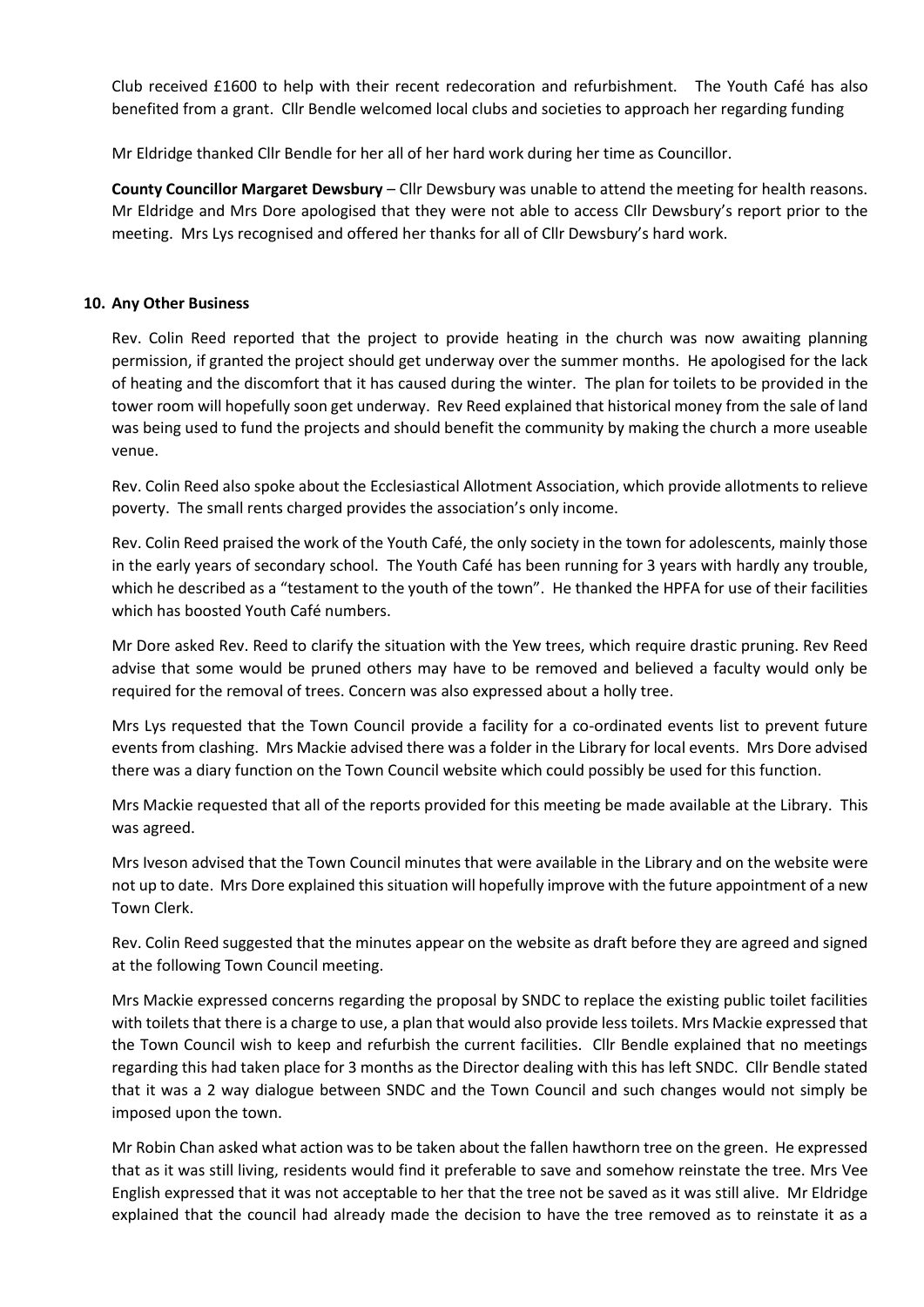Club received £1600 to help with their recent redecoration and refurbishment. The Youth Café has also benefited from a grant. Cllr Bendle welcomed local clubs and societies to approach her regarding funding

Mr Eldridge thanked Cllr Bendle for her all of her hard work during her time as Councillor.

**County Councillor Margaret Dewsbury** – Cllr Dewsbury was unable to attend the meeting for health reasons. Mr Eldridge and Mrs Dore apologised that they were not able to access Cllr Dewsbury's report prior to the meeting. Mrs Lys recognised and offered her thanks for all of Cllr Dewsbury's hard work.

## 10. Any Other Business

Rev. Colin Reed reported that the project to provide heating in the church was now awaiting planning permission, if granted the project should get underway over the summer months. He apologised for the lack of heating and the discomfort that it has caused during the winter. The plan for toilets to be provided in the tower room will hopefully soon get underway. Rev Reed explained that historical money from the sale of land was being used to fund the projects and should benefit the community by making the church a more useable venue.

Rev. Colin Reed also spoke about the Ecclesiastical Allotment Association, which provide allotments to relieve poverty. The small rents charged provides the association's only income.

Rev. Colin Reed praised the work of the Youth Café, the only society in the town for adolescents, mainly those in the early years of secondary school. The Youth Café has been running for 3 years with hardly any trouble, which he described as a "testament to the youth of the town". He thanked the HPFA for use of their facilities which has boosted Youth Café numbers.

Mr Dore asked Rev. Reed to clarify the situation with the Yew trees, which require drastic pruning. Rev Reed advise that some would be pruned others may have to be removed and believed a faculty would only be required for the removal of trees. Concern was also expressed about a holly tree.

Mrs Lys requested that the Town Council provide a facility for a co-ordinated events list to prevent future events from clashing. Mrs Mackie advised there was a folder in the Library for local events. Mrs Dore advised there was a diary function on the Town Council website which could possibly be used for this function.

Mrs Mackie requested that all of the reports provided for this meeting be made available at the Library. This was agreed.

Mrs Iveson advised that the Town Council minutes that were available in the Library and on the website were not up to date. Mrs Dore explained this situation will hopefully improve with the future appointment of a new Town Clerk.

Rev. Colin Reed suggested that the minutes appear on the website as draft before they are agreed and signed at the following Town Council meeting.

Mrs Mackie expressed concerns regarding the proposal by SNDC to replace the existing public toilet facilities with toilets that there is a charge to use, a plan that would also provide less toilets. Mrs Mackie expressed that the Town Council wish to keep and refurbish the current facilities. Cllr Bendle explained that no meetings regarding this had taken place for 3 months as the Director dealing with this has left SNDC. Cllr Bendle stated that it was a 2 way dialogue between SNDC and the Town Council and such changes would not simply be imposed upon the town.

Mr Robin Chan asked what action was to be taken about the fallen hawthorn tree on the green. He expressed that as it was still living, residents would find it preferable to save and somehow reinstate the tree. Mrs Vee English expressed that it was not acceptable to her that the tree not be saved as it was still alive. Mr Eldridge explained that the council had already made the decision to have the tree removed as to reinstate it as a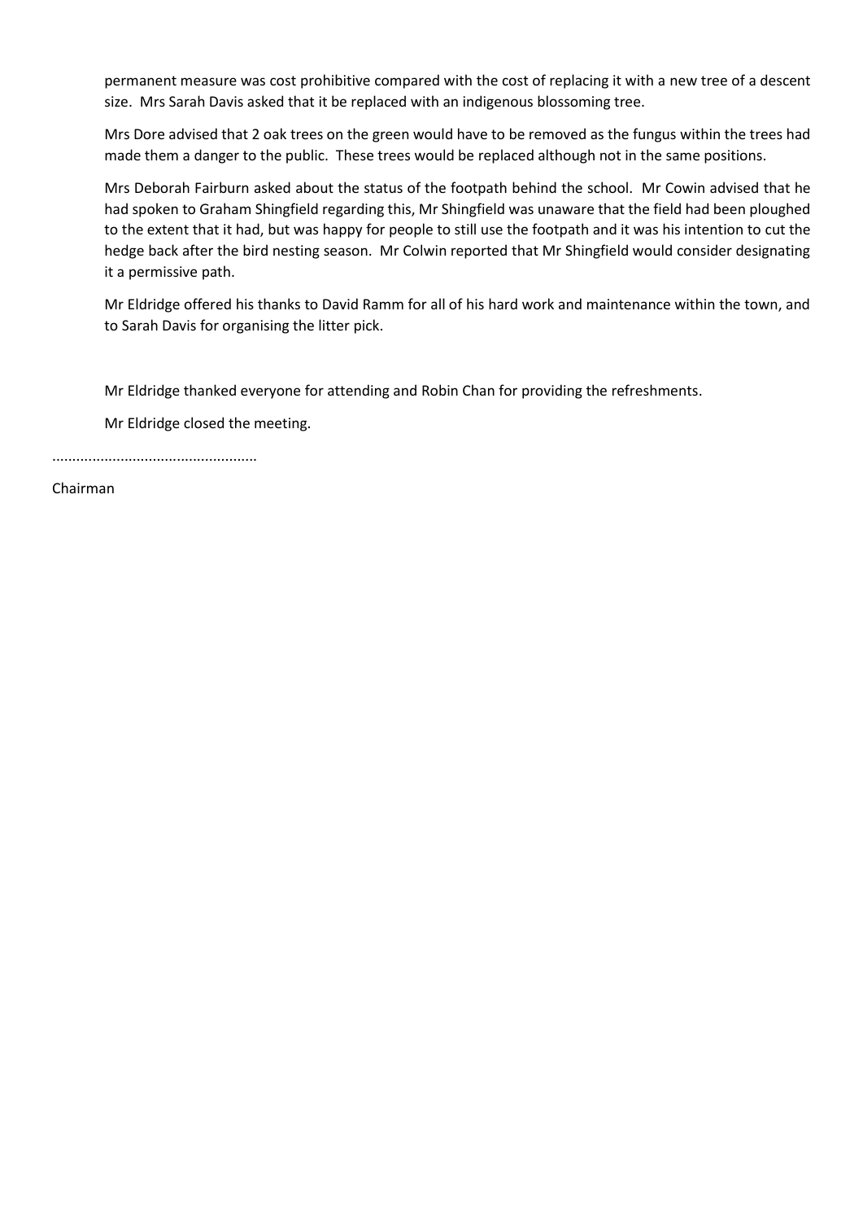permanent measure was cost prohibitive compared with the cost of replacing it with a new tree of a descent size. Mrs Sarah Davis asked that it be replaced with an indigenous blossoming tree.

Mrs Dore advised that 2 oak trees on the green would have to be removed as the fungus within the trees had made them a danger to the public. These trees would be replaced although not in the same positions.

Mrs Deborah Fairburn asked about the status of the footpath behind the school. Mr Cowin advised that he had spoken to Graham Shingfield regarding this, Mr Shingfield was unaware that the field had been ploughed to the extent that it had, but was happy for people to still use the footpath and it was his intention to cut the hedge back after the bird nesting season. Mr Colwin reported that Mr Shingfield would consider designating it a permissive path.

Mr Eldridge offered his thanks to David Ramm for all of his hard work and maintenance within the town, and to Sarah Davis for organising the litter pick.

Mr Eldridge thanked everyone for attending and Robin Chan for providing the refreshments.

Mr Eldridge closed the meeting.

..................................................

Chairman